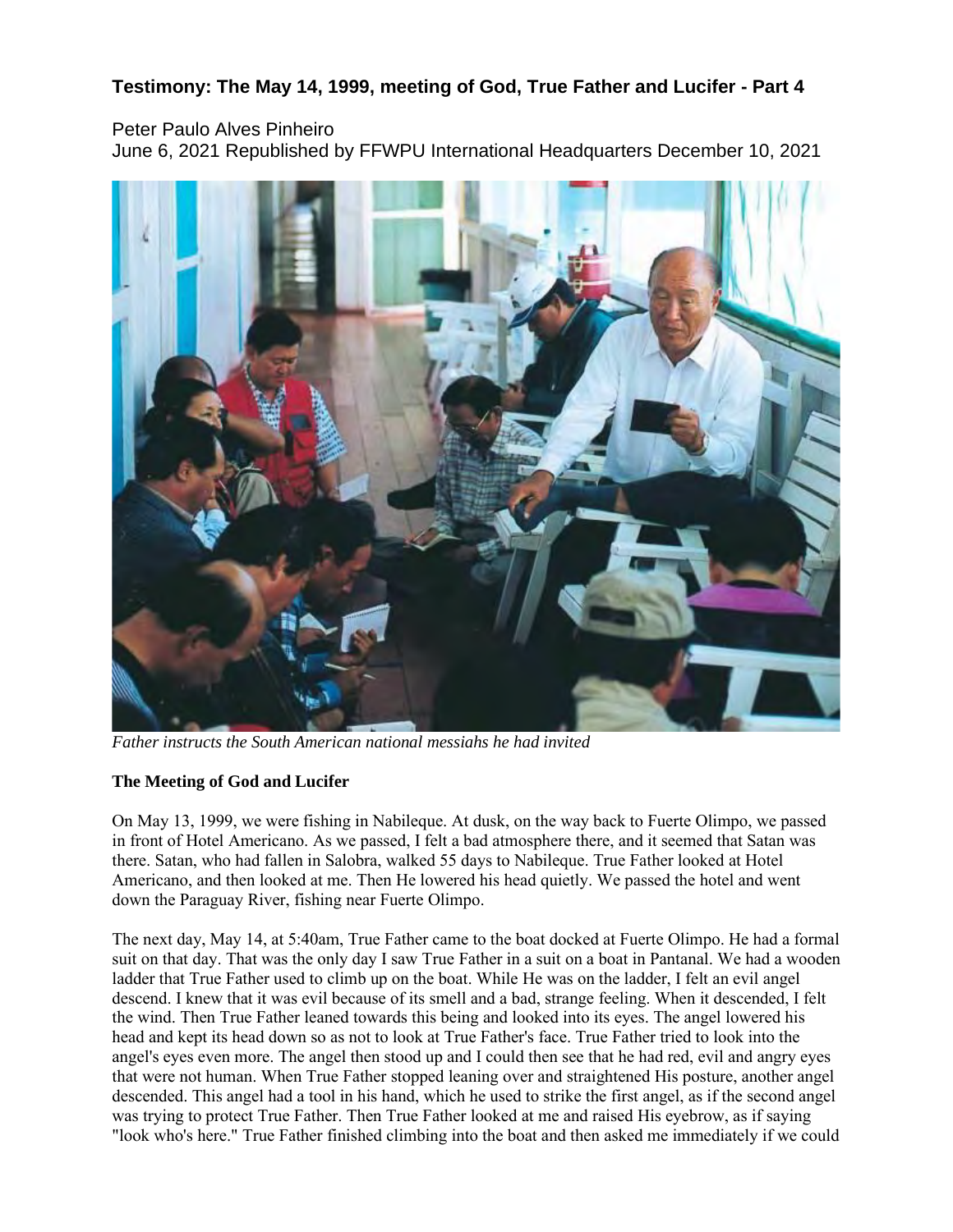# Testimony: The May 14, 1999, meeting of God, True Father and Lucifer - Part 4

Peter Paulo Alves Pinheiro
June 6, 2021 Republished by FFWPU International Headquarters December 10, 2021

*Father instructs the South American national messiahs he had invited*

**The Meeting of God and Lucifer**

On May 13, 1999, we were fishing in Nabileque. At dusk, on the way back to Fuerte Olimpo, we passed in front of Hotel Americano. As we passed, I felt a bad atmosphere there, and it seemed that Satan was there. Satan, who had fallen in Salobra, walked 55 days to Nabileque. True Father looked at Hotel Americano, and then looked at me. Then He lowered his head quietly. We passed the hotel and went down the Paraguay River, fishing near Fuerte Olimpo.

The next day, May 14, at 5:40am, True Father came to the boat docked at Fuerte Olimpo. He had a formal suit on that day. That was the only day I saw True Father in a suit on a boat in Pantanal. We had a wooden ladder that True Father used to climb up on the boat. While He was on the ladder, I felt an evil angel descend. I knew that it was evil because of its smell and a bad, strange feeling. When it descended, I felt the wind. Then True Father leaned towards this being and looked into its eyes. The angel lowered his head and kept its head down so as not to look at True Father's face. True Father tried to look into the angel's eyes even more. The angel then stood up and I could then see that he had red, evil and angry eyes that were not human. When True Father stopped leaning over and straightened His posture, another angel descended. This angel had a tool in his hand, which he used to strike the first angel, as if the second angel was trying to protect True Father. Then True Father looked at me and raised His eyebrow, as if saying "look who's here." True Father finished climbing into the boat and then asked me immediately if we could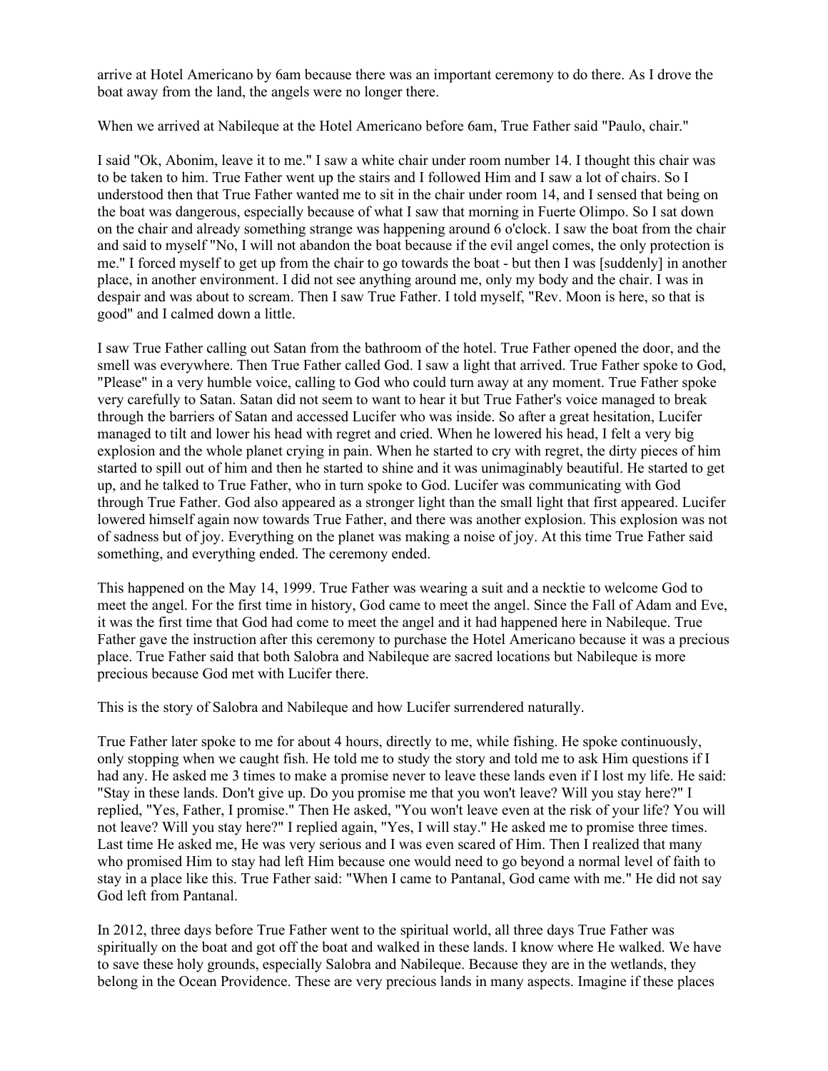arrive at Hotel Americano by 6am because there was an important ceremony to do there. As I drove the boat away from the land, the angels were no longer there.

When we arrived at Nabileque at the Hotel Americano before 6am, True Father said "Paulo, chair."

I said "Ok, Abonim, leave it to me." I saw a white chair under room number 14. I thought this chair was to be taken to him. True Father went up the stairs and I followed Him and I saw a lot of chairs. So I understood then that True Father wanted me to sit in the chair under room 14, and I sensed that being on the boat was dangerous, especially because of what I saw that morning in Fuerte Olimpo. So I sat down on the chair and already something strange was happening around 6 o'clock. I saw the boat from the chair and said to myself "No, I will not abandon the boat because if the evil angel comes, the only protection is me." I forced myself to get up from the chair to go towards the boat - but then I was [suddenly] in another place, in another environment. I did not see anything around me, only my body and the chair. I was in despair and was about to scream. Then I saw True Father. I told myself, "Rev. Moon is here, so that is good" and I calmed down a little.

I saw True Father calling out Satan from the bathroom of the hotel. True Father opened the door, and the smell was everywhere. Then True Father called God. I saw a light that arrived. True Father spoke to God, "Please" in a very humble voice, calling to God who could turn away at any moment. True Father spoke very carefully to Satan. Satan did not seem to want to hear it but True Father's voice managed to break through the barriers of Satan and accessed Lucifer who was inside. So after a great hesitation, Lucifer managed to tilt and lower his head with regret and cried. When he lowered his head, I felt a very big explosion and the whole planet crying in pain. When he started to cry with regret, the dirty pieces of him started to spill out of him and then he started to shine and it was unimaginably beautiful. He started to get up, and he talked to True Father, who in turn spoke to God. Lucifer was communicating with God through True Father. God also appeared as a stronger light than the small light that first appeared. Lucifer lowered himself again now towards True Father, and there was another explosion. This explosion was not of sadness but of joy. Everything on the planet was making a noise of joy. At this time True Father said something, and everything ended. The ceremony ended.

This happened on the May 14, 1999. True Father was wearing a suit and a necktie to welcome God to meet the angel. For the first time in history, God came to meet the angel. Since the Fall of Adam and Eve, it was the first time that God had come to meet the angel and it had happened here in Nabileque. True Father gave the instruction after this ceremony to purchase the Hotel Americano because it was a precious place. True Father said that both Salobra and Nabileque are sacred locations but Nabileque is more precious because God met with Lucifer there.

This is the story of Salobra and Nabileque and how Lucifer surrendered naturally.

True Father later spoke to me for about 4 hours, directly to me, while fishing. He spoke continuously, only stopping when we caught fish. He told me to study the story and told me to ask Him questions if I had any. He asked me 3 times to make a promise never to leave these lands even if I lost my life. He said: "Stay in these lands. Don't give up. Do you promise me that you won't leave? Will you stay here?" I replied, "Yes, Father, I promise." Then He asked, "You won't leave even at the risk of your life? You will not leave? Will you stay here?" I replied again, "Yes, I will stay." He asked me to promise three times. Last time He asked me, He was very serious and I was even scared of Him. Then I realized that many who promised Him to stay had left Him because one would need to go beyond a normal level of faith to stay in a place like this. True Father said: "When I came to Pantanal, God came with me." He did not say God left from Pantanal.

In 2012, three days before True Father went to the spiritual world, all three days True Father was spiritually on the boat and got off the boat and walked in these lands. I know where He walked. We have to save these holy grounds, especially Salobra and Nabileque. Because they are in the wetlands, they belong in the Ocean Providence. These are very precious lands in many aspects. Imagine if these places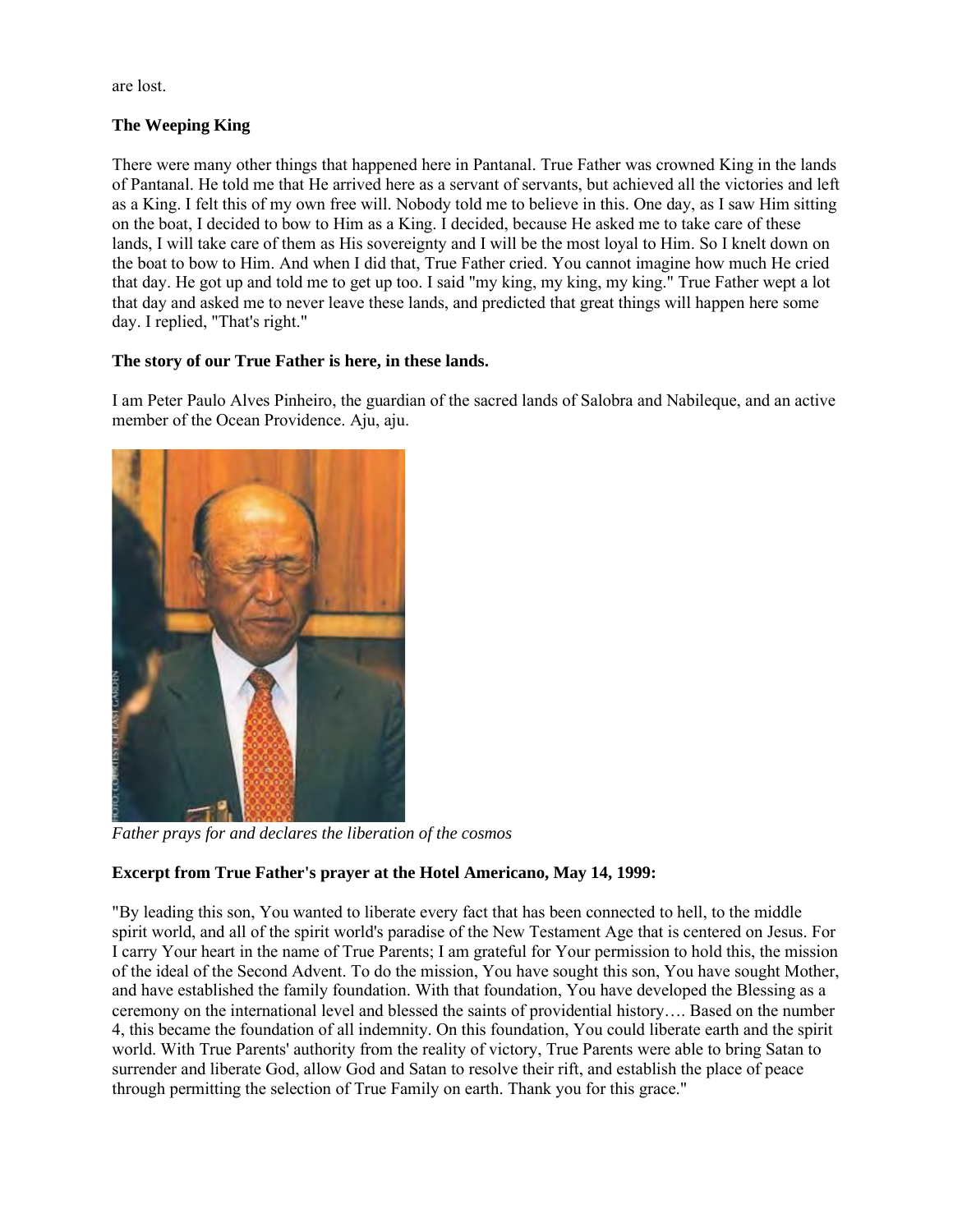are lost.

**The Weeping King**

There were many other things that happened here in Pantanal. True Father was crowned King in the lands of Pantanal. He told me that He arrived here as a servant of servants, but achieved all the victories and left as a King. I felt this of my own free will. Nobody told me to believe in this. One day, as I saw Him sitting on the boat, I decided to bow to Him as a King. I decided, because He asked me to take care of these lands, I will take care of them as His sovereignty and I will be the most loyal to Him. So I knelt down on the boat to bow to Him. And when I did that, True Father cried. You cannot imagine how much He cried that day. He got up and told me to get up too. I said "my king, my king, my king." True Father wept a lot that day and asked me to never leave these lands, and predicted that great things will happen here some day. I replied, "That's right."

**The story of our True Father is here, in these lands.**

I am Peter Paulo Alves Pinheiro, the guardian of the sacred lands of Salobra and Nabileque, and an active member of the Ocean Providence. Aju, aju.

*Father prays for and declares the liberation of the cosmos*

**Excerpt from True Father's prayer at the Hotel Americano, May 14, 1999:**

"By leading this son, You wanted to liberate every fact that has been connected to hell, to the middle spirit world, and all of the spirit world's paradise of the New Testament Age that is centered on Jesus. For I carry Your heart in the name of True Parents; I am grateful for Your permission to hold this, the mission of the ideal of the Second Advent. To do the mission, You have sought this son, You have sought Mother, and have established the family foundation. With that foundation, You have developed the Blessing as a ceremony on the international level and blessed the saints of providential history…. Based on the number 4, this became the foundation of all indemnity. On this foundation, You could liberate earth and the spirit world. With True Parents' authority from the reality of victory, True Parents were able to bring Satan to surrender and liberate God, allow God and Satan to resolve their rift, and establish the place of peace through permitting the selection of True Family on earth. Thank you for this grace."